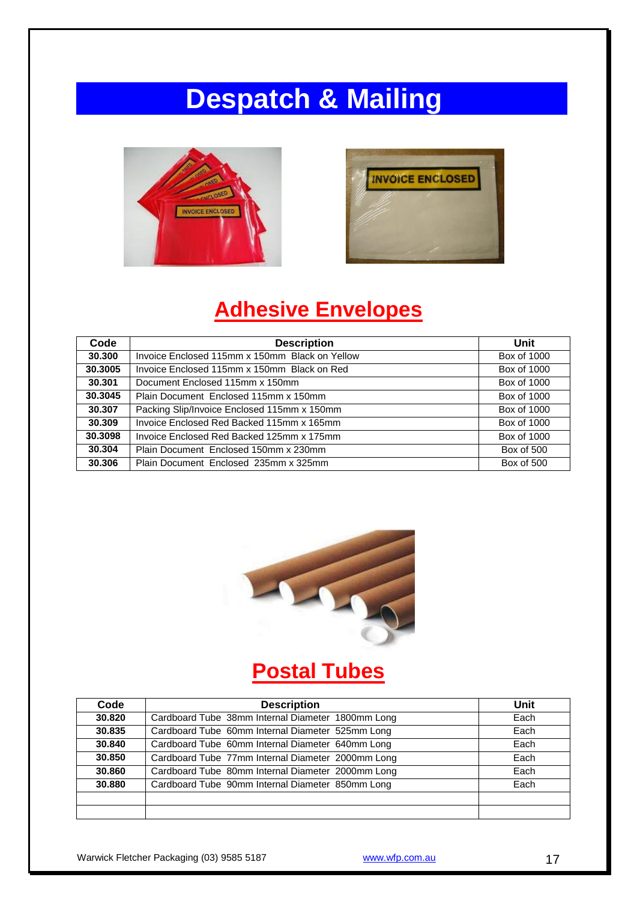# Despatch & Mailing

## Adhesive Envelopes

| Code | Description | Unit |
|---|---|---|
| 30.300 | Invoice Enclosed 115mm x 150mm Black on Yellow | Box of 1000 |
| 30.3005 | Invoice Enclosed 115mm x 150mm Black on Red | Box of 1000 |
| 30.301 | Document Enclosed 115mm x 150mm | Box of 1000 |
| 30.3045 | Plain Document Enclosed 115mm x 150mm | Box of 1000 |
| 30.307 | Packing Slip/Invoice Enclosed 115mm x 150mm | Box of 1000 |
| 30.309 | Invoice Enclosed Red Backed 115mm x 165mm | Box of 1000 |
| 30.3098 | Invoice Enclosed Red Backed 125mm x 175mm | Box of 1000 |
| 30.304 | Plain Document Enclosed 150mm x 230mm | Box of 500 |
| 30.306 | Plain Document Enclosed 235mm x 325mm | Box of 500 |

## Postal Tubes

| Code | Description | Unit |
|---|---|---|
| 30.820 | Cardboard Tube 38mm Internal Diameter 1800mm Long | Each |
| 30.835 | Cardboard Tube 60mm Internal Diameter 525mm Long | Each |
| 30.840 | Cardboard Tube 60mm Internal Diameter 640mm Long | Each |
| 30.850 | Cardboard Tube 77mm Internal Diameter 2000mm Long | Each |
| 30.860 | Cardboard Tube 80mm Internal Diameter 2000mm Long | Each |
| 30.880 | Cardboard Tube 90mm Internal Diameter 850mm Long | Each |
| | | |
| | | |

Warwick Fletcher Packaging (03) 9585 5187 www.wfp.com.au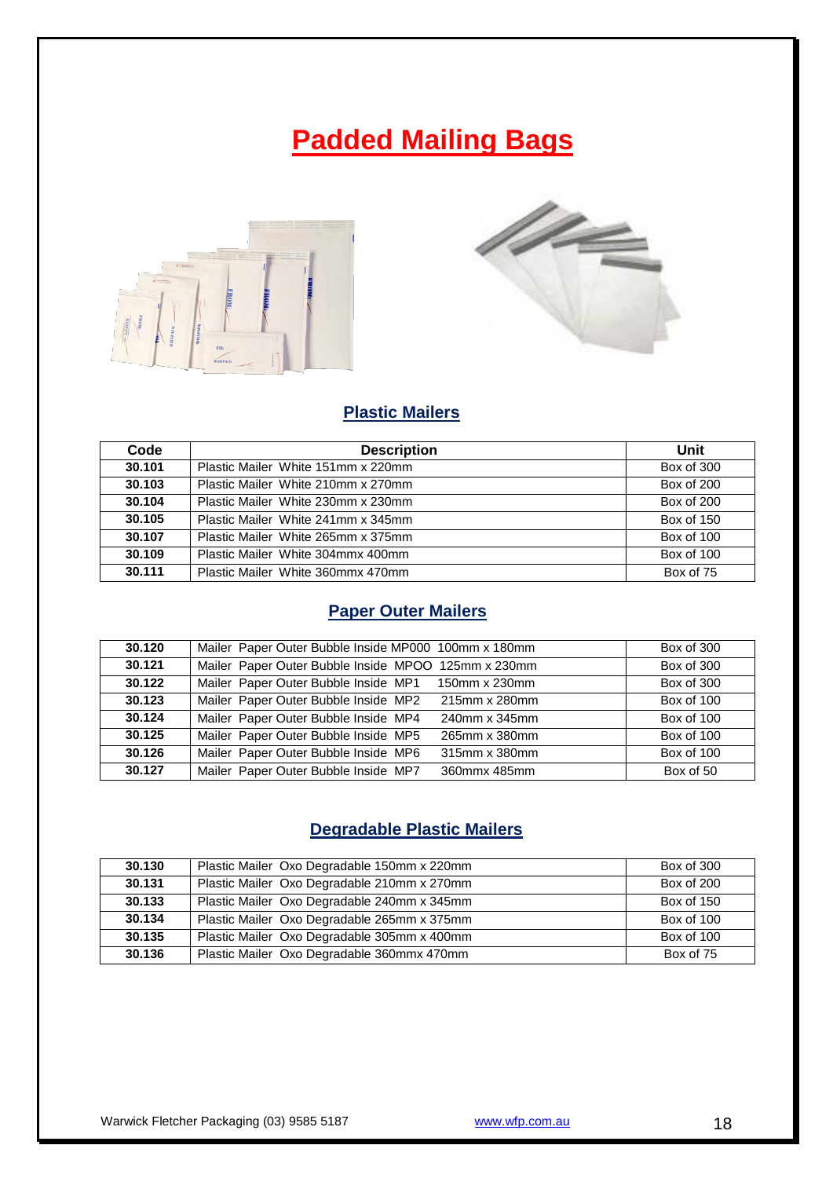# Padded Mailing Bags

## Plastic Mailers

| Code | Description | Unit |
|---|---|---|
| **30.101** | Plastic Mailer White 151mm x 220mm | Box of 300 |
| **30.103** | Plastic Mailer White 210mm x 270mm | Box of 200 |
| **30.104** | Plastic Mailer White 230mm x 230mm | Box of 200 |
| **30.105** | Plastic Mailer White 241mm x 345mm | Box of 150 |
| **30.107** | Plastic Mailer White 265mm x 375mm | Box of 100 |
| **30.109** | Plastic Mailer White 304mmx 400mm | Box of 100 |
| **30.111** | Plastic Mailer White 360mmx 470mm | Box of 75 |

## Paper Outer Mailers

| Code | Description | Unit |
|---|---|---|
| **30.120** | Mailer Paper Outer Bubble Inside MP000 100mm x 180mm | Box of 300 |
| **30.121** | Mailer Paper Outer Bubble Inside MPOO 125mm x 230mm | Box of 300 |
| **30.122** | Mailer Paper Outer Bubble Inside MP1 150mm x 230mm | Box of 300 |
| **30.123** | Mailer Paper Outer Bubble Inside MP2 215mm x 280mm | Box of 100 |
| **30.124** | Mailer Paper Outer Bubble Inside MP4 240mm x 345mm | Box of 100 |
| **30.125** | Mailer Paper Outer Bubble Inside MP5 265mm x 380mm | Box of 100 |
| **30.126** | Mailer Paper Outer Bubble Inside MP6 315mm x 380mm | Box of 100 |
| **30.127** | Mailer Paper Outer Bubble Inside MP7 360mmx 485mm | Box of 50 |

## Degradable Plastic Mailers

| Code | Description | Unit |
|---|---|---|
| **30.130** | Plastic Mailer Oxo Degradable 150mm x 220mm | Box of 300 |
| **30.131** | Plastic Mailer Oxo Degradable 210mm x 270mm | Box of 200 |
| **30.133** | Plastic Mailer Oxo Degradable 240mm x 345mm | Box of 150 |
| **30.134** | Plastic Mailer Oxo Degradable 265mm x 375mm | Box of 100 |
| **30.135** | Plastic Mailer Oxo Degradable 305mm x 400mm | Box of 100 |
| **30.136** | Plastic Mailer Oxo Degradable 360mmx 470mm | Box of 75 |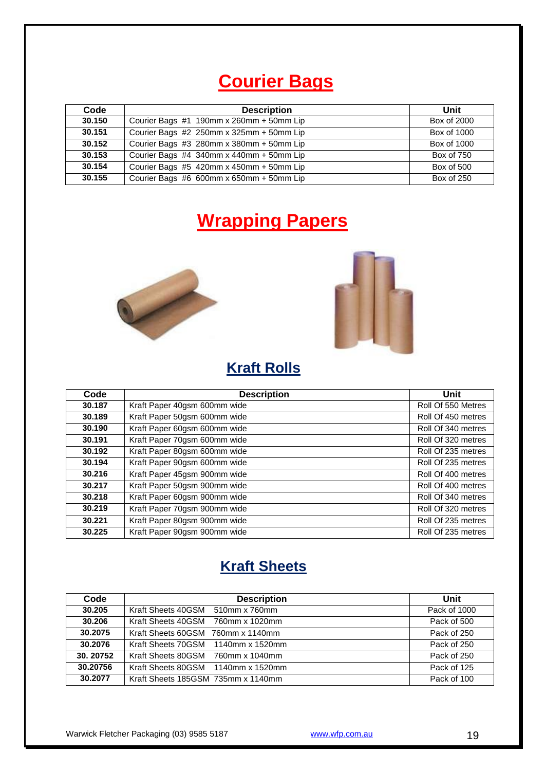# Courier Bags

| Code | Description | Unit |
| --- | --- | --- |
| 30.150 | Courier Bags #1 190mm x 260mm + 50mm Lip | Box of 2000 |
| 30.151 | Courier Bags #2 250mm x 325mm + 50mm Lip | Box of 1000 |
| 30.152 | Courier Bags #3 280mm x 380mm + 50mm Lip | Box of 1000 |
| 30.153 | Courier Bags #4 340mm x 440mm + 50mm Lip | Box of 750 |
| 30.154 | Courier Bags #5 420mm x 450mm + 50mm Lip | Box of 500 |
| 30.155 | Courier Bags #6 600mm x 650mm + 50mm Lip | Box of 250 |

# Wrapping Papers

## Kraft Rolls

| Code | Description | Unit |
| --- | --- | --- |
| 30.187 | Kraft Paper 40gsm 600mm wide | Roll Of 550 Metres |
| 30.189 | Kraft Paper 50gsm 600mm wide | Roll Of 450 metres |
| 30.190 | Kraft Paper 60gsm 600mm wide | Roll Of 340 metres |
| 30.191 | Kraft Paper 70gsm 600mm wide | Roll Of 320 metres |
| 30.192 | Kraft Paper 80gsm 600mm wide | Roll Of 235 metres |
| 30.194 | Kraft Paper 90gsm 600mm wide | Roll Of 235 metres |
| 30.216 | Kraft Paper 45gsm 900mm wide | Roll Of 400 metres |
| 30.217 | Kraft Paper 50gsm 900mm wide | Roll Of 400 metres |
| 30.218 | Kraft Paper 60gsm 900mm wide | Roll Of 340 metres |
| 30.219 | Kraft Paper 70gsm 900mm wide | Roll Of 320 metres |
| 30.221 | Kraft Paper 80gsm 900mm wide | Roll Of 235 metres |
| 30.225 | Kraft Paper 90gsm 900mm wide | Roll Of 235 metres |

## Kraft Sheets

| Code | Description | Unit |
| --- | --- | --- |
| 30.205 | Kraft Sheets 40GSM 510mm x 760mm | Pack of 1000 |
| 30.206 | Kraft Sheets 40GSM 760mm x 1020mm | Pack of 500 |
| 30.2075 | Kraft Sheets 60GSM 760mm x 1140mm | Pack of 250 |
| 30.2076 | Kraft Sheets 70GSM 1140mm x 1520mm | Pack of 250 |
| 30. 20752 | Kraft Sheets 80GSM 760mm x 1040mm | Pack of 250 |
| 30.20756 | Kraft Sheets 80GSM 1140mm x 1520mm | Pack of 125 |
| 30.2077 | Kraft Sheets 185GSM 735mm x 1140mm | Pack of 100 |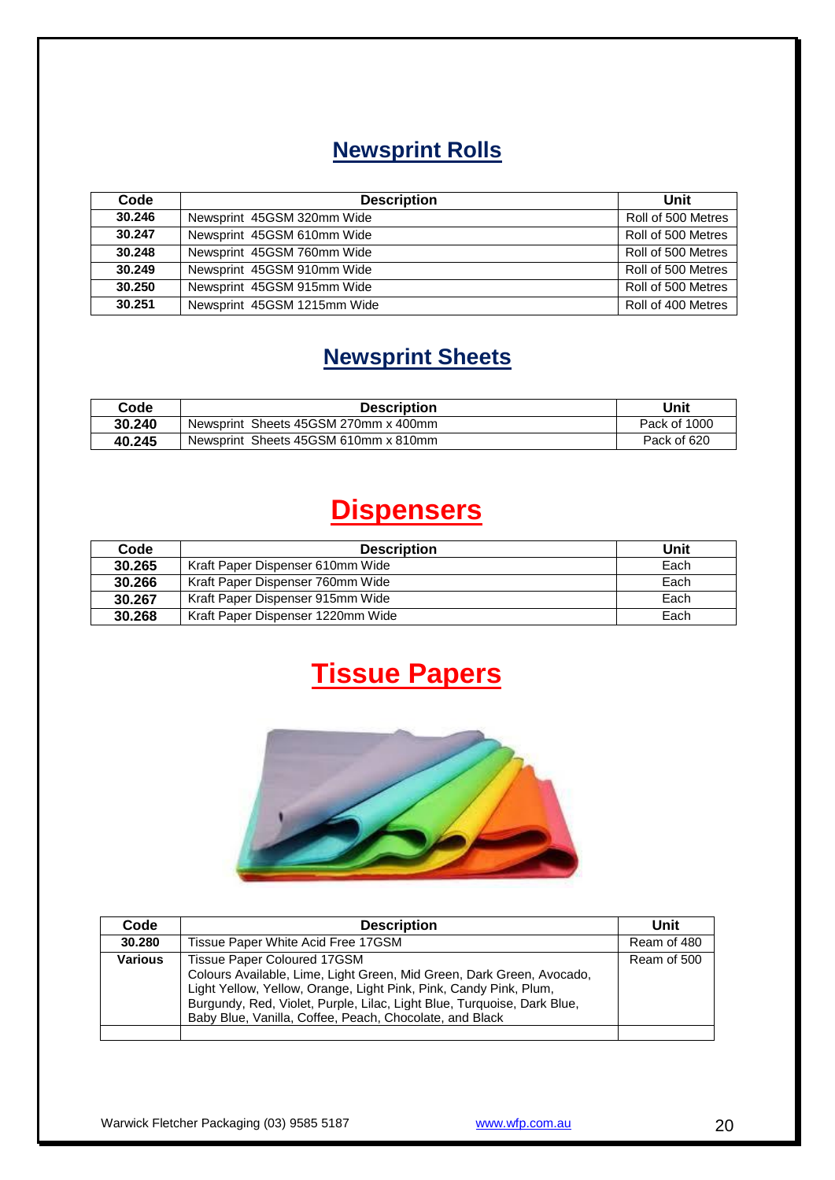## Newsprint Rolls

| Code | Description | Unit |
|---|---|---|
| **30.246** | Newsprint 45GSM 320mm Wide | Roll of 500 Metres |
| **30.247** | Newsprint 45GSM 610mm Wide | Roll of 500 Metres |
| **30.248** | Newsprint 45GSM 760mm Wide | Roll of 500 Metres |
| **30.249** | Newsprint 45GSM 910mm Wide | Roll of 500 Metres |
| **30.250** | Newsprint 45GSM 915mm Wide | Roll of 500 Metres |
| **30.251** | Newsprint 45GSM 1215mm Wide | Roll of 400 Metres |

## Newsprint Sheets

| Code | Description | Unit |
|---|---|---|
| **30.240** | Newsprint Sheets 45GSM 270mm x 400mm | Pack of 1000 |
| **40.245** | Newsprint Sheets 45GSM 610mm x 810mm | Pack of 620 |

## Dispensers

| Code | Description | Unit |
|---|---|---|
| **30.265** | Kraft Paper Dispenser 610mm Wide | Each |
| **30.266** | Kraft Paper Dispenser 760mm Wide | Each |
| **30.267** | Kraft Paper Dispenser 915mm Wide | Each |
| **30.268** | Kraft Paper Dispenser 1220mm Wide | Each |

## Tissue Papers

| Code | Description | Unit |
|---|---|---|
| **30.280** | Tissue Paper White Acid Free 17GSM | Ream of 480 |
| **Various** | Tissue Paper Coloured 17GSM<br>Colours Available, Lime, Light Green, Mid Green, Dark Green, Avocado, Light Yellow, Yellow, Orange, Light Pink, Pink, Candy Pink, Plum, Burgundy, Red, Violet, Purple, Lilac, Light Blue, Turquoise, Dark Blue, Baby Blue, Vanilla, Coffee, Peach, Chocolate, and Black | Ream of 500 |
| | | |

Warwick Fletcher Packaging (03) 9585 5187 www.wfp.com.au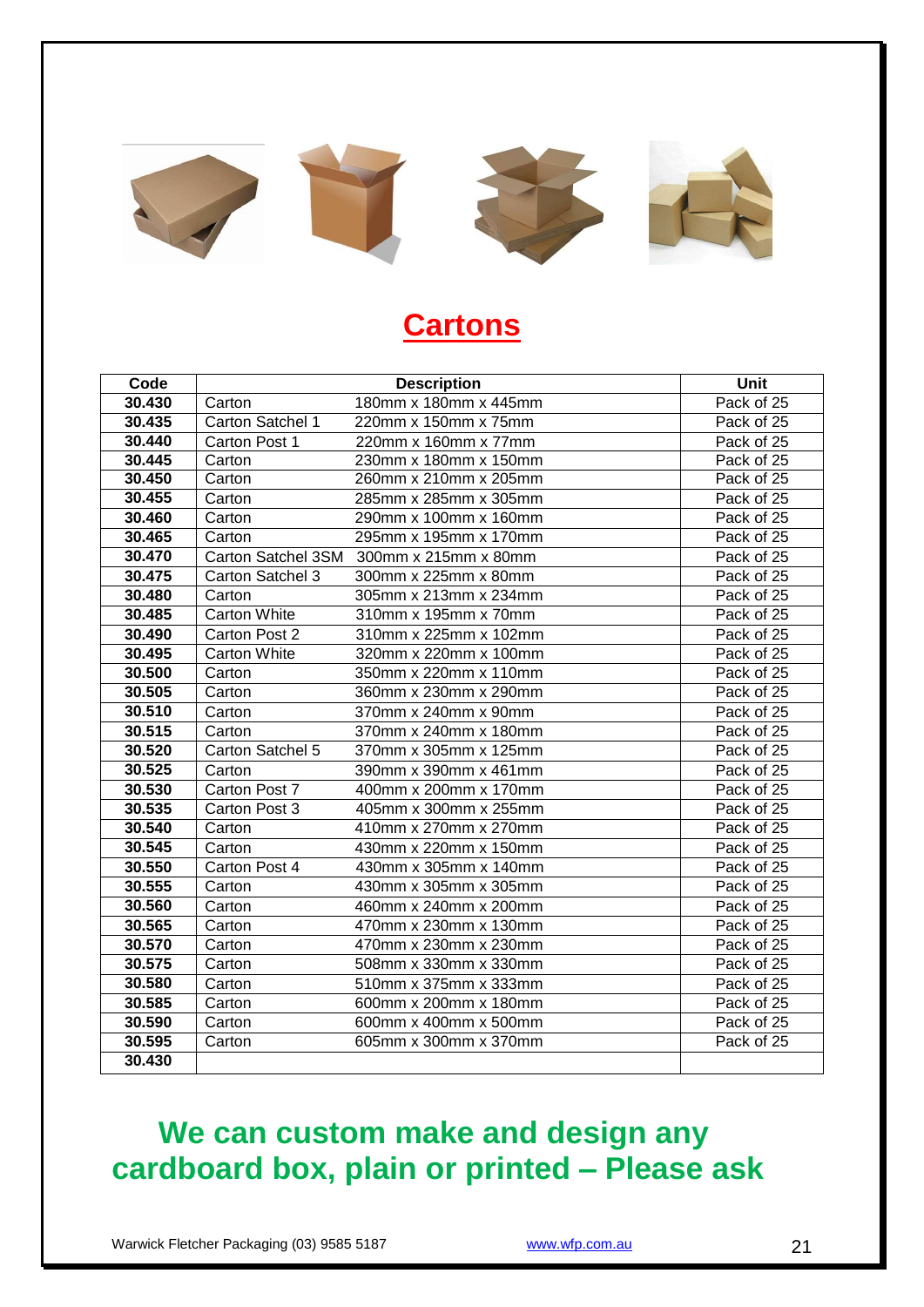# Cartons

| Code | Description | | Unit |
|---|---|---|---|
| 30.430 | Carton | 180mm x 180mm x 445mm | Pack of 25 |
| 30.435 | Carton Satchel 1 | 220mm x 150mm x 75mm | Pack of 25 |
| 30.440 | Carton Post 1 | 220mm x 160mm x 77mm | Pack of 25 |
| 30.445 | Carton | 230mm x 180mm x 150mm | Pack of 25 |
| 30.450 | Carton | 260mm x 210mm x 205mm | Pack of 25 |
| 30.455 | Carton | 285mm x 285mm x 305mm | Pack of 25 |
| 30.460 | Carton | 290mm x 100mm x 160mm | Pack of 25 |
| 30.465 | Carton | 295mm x 195mm x 170mm | Pack of 25 |
| 30.470 | Carton Satchel 3SM | 300mm x 215mm x 80mm | Pack of 25 |
| 30.475 | Carton Satchel 3 | 300mm x 225mm x 80mm | Pack of 25 |
| 30.480 | Carton | 305mm x 213mm x 234mm | Pack of 25 |
| 30.485 | Carton White | 310mm x 195mm x 70mm | Pack of 25 |
| 30.490 | Carton Post 2 | 310mm x 225mm x 102mm | Pack of 25 |
| 30.495 | Carton White | 320mm x 220mm x 100mm | Pack of 25 |
| 30.500 | Carton | 350mm x 220mm x 110mm | Pack of 25 |
| 30.505 | Carton | 360mm x 230mm x 290mm | Pack of 25 |
| 30.510 | Carton | 370mm x 240mm x 90mm | Pack of 25 |
| 30.515 | Carton | 370mm x 240mm x 180mm | Pack of 25 |
| 30.520 | Carton Satchel 5 | 370mm x 305mm x 125mm | Pack of 25 |
| 30.525 | Carton | 390mm x 390mm x 461mm | Pack of 25 |
| 30.530 | Carton Post 7 | 400mm x 200mm x 170mm | Pack of 25 |
| 30.535 | Carton Post 3 | 405mm x 300mm x 255mm | Pack of 25 |
| 30.540 | Carton | 410mm x 270mm x 270mm | Pack of 25 |
| 30.545 | Carton | 430mm x 220mm x 150mm | Pack of 25 |
| 30.550 | Carton Post 4 | 430mm x 305mm x 140mm | Pack of 25 |
| 30.555 | Carton | 430mm x 305mm x 305mm | Pack of 25 |
| 30.560 | Carton | 460mm x 240mm x 200mm | Pack of 25 |
| 30.565 | Carton | 470mm x 230mm x 130mm | Pack of 25 |
| 30.570 | Carton | 470mm x 230mm x 230mm | Pack of 25 |
| 30.575 | Carton | 508mm x 330mm x 330mm | Pack of 25 |
| 30.580 | Carton | 510mm x 375mm x 333mm | Pack of 25 |
| 30.585 | Carton | 600mm x 200mm x 180mm | Pack of 25 |
| 30.590 | Carton | 600mm x 400mm x 500mm | Pack of 25 |
| 30.595 | Carton | 605mm x 300mm x 370mm | Pack of 25 |
| 30.430 | | | |

**We can custom make and design any cardboard box, plain or printed – Please ask**

Warwick Fletcher Packaging (03) 9585 5187 www.wfp.com.au